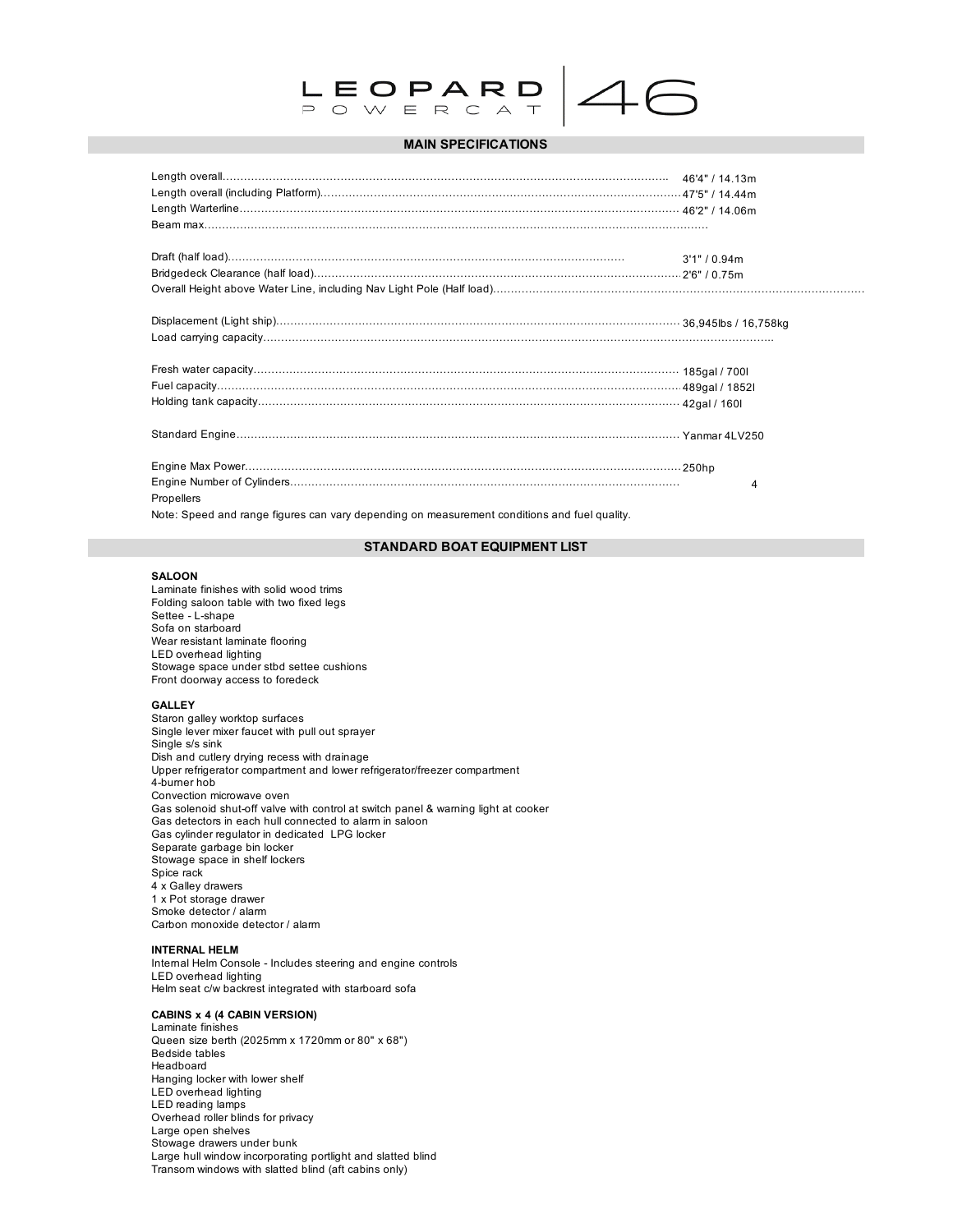# LEOPARD POWERCAT | 46

## MAIN SPECIFICATIONS

| Specification | Value |
|---|---|
| Length overall | 46'4" / 14.13m |
| Length overall (including Platform) | 47'5" / 14.44m |
| Length Warterline | 46'2" / 14.06m |
| Beam max | |
| Draft (half load) | 3'1" / 0.94m |
| Bridgedeck Clearance (half load) | 2'6" / 0.75m |
| Overall Height above Water Line, including Nav Light Pole (Half load) | |
| Displacement (Light ship) | 36,945lbs / 16,758kg |
| Load carrying capacity | |
| Fresh water capacity | 185gal / 700l |
| Fuel capacity | 489gal / 1852l |
| Holding tank capacity | 42gal / 160l |
| Standard Engine | Yanmar 4LV250 |
| Engine Max Power | 250hp |
| Engine Number of Cylinders | 4 |
| Propellers | |

Note: Speed and range figures can vary depending on measurement conditions and fuel quality.

## STANDARD BOAT EQUIPMENT LIST

**SALOON**
- Laminate finishes with solid wood trims
- Folding saloon table with two fixed legs
- Settee - L-shape
- Sofa on starboard
- Wear resistant laminate flooring
- LED overhead lighting
- Stowage space under stbd settee cushions
- Front doorway access to foredeck

**GALLEY**
- Staron galley worktop surfaces
- Single lever mixer faucet with pull out sprayer
- Single s/s sink
- Dish and cutlery drying recess with drainage
- Upper refrigerator compartment and lower refrigerator/freezer compartment
- 4-burner hob
- Convection microwave oven
- Gas solenoid shut-off valve with control at switch panel & warning light at cooker
- Gas detectors in each hull connected to alarm in saloon
- Gas cylinder regulator in dedicated LPG locker
- Separate garbage bin locker
- Stowage space in shelf lockers
- Spice rack
- 4 x Galley drawers
- 1 x Pot storage drawer
- Smoke detector / alarm
- Carbon monoxide detector / alarm

**INTERNAL HELM**
- Internal Helm Console - Includes steering and engine controls
- LED overhead lighting
- Helm seat c/w backrest integrated with starboard sofa

**CABINS x 4 (4 CABIN VERSION)**
- Laminate finishes
- Queen size berth (2025mm x 1720mm or 80" x 68")
- Bedside tables
- Headboard
- Hanging locker with lower shelf
- LED overhead lighting
- LED reading lamps
- Overhead roller blinds for privacy
- Large open shelves
- Stowage drawers under bunk
- Large hull window incorporating portlight and slatted blind
- Transom windows with slatted blind (aft cabins only)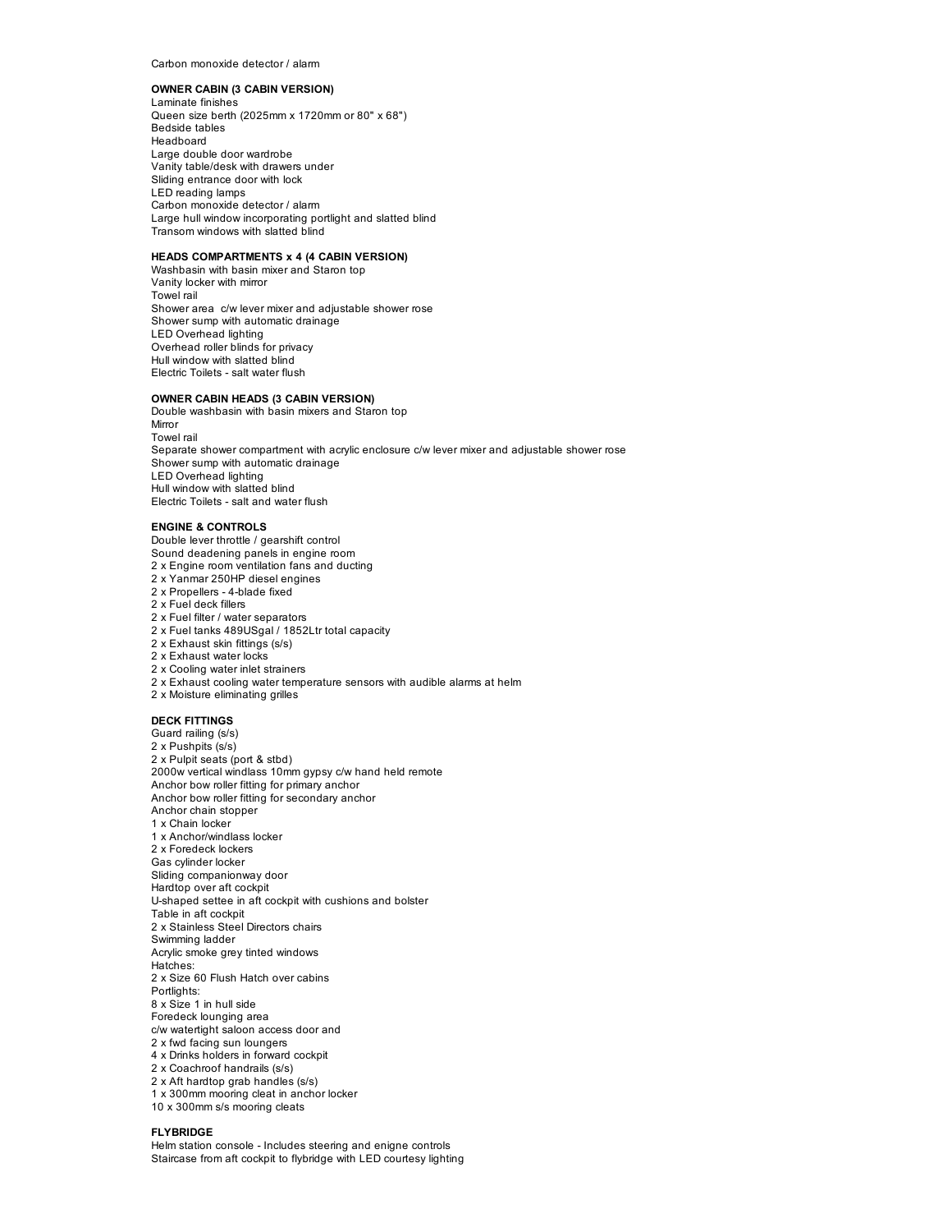Carbon monoxide detector / alarm

**OWNER CABIN (3 CABIN VERSION)**
Laminate finishes
Queen size berth (2025mm x 1720mm or 80" x 68")
Bedside tables
Headboard
Large double door wardrobe
Vanity table/desk with drawers under
Sliding entrance door with lock
LED reading lamps
Carbon monoxide detector / alarm
Large hull window incorporating portlight and slatted blind
Transom windows with slatted blind

**HEADS COMPARTMENTS x 4 (4 CABIN VERSION)**
Washbasin with basin mixer and Staron top
Vanity locker with mirror
Towel rail
Shower area c/w lever mixer and adjustable shower rose
Shower sump with automatic drainage
LED Overhead lighting
Overhead roller blinds for privacy
Hull window with slatted blind
Electric Toilets - salt water flush

**OWNER CABIN HEADS (3 CABIN VERSION)**
Double washbasin with basin mixers and Staron top
Mirror
Towel rail
Separate shower compartment with acrylic enclosure c/w lever mixer and adjustable shower rose
Shower sump with automatic drainage
LED Overhead lighting
Hull window with slatted blind
Electric Toilets - salt and water flush

**ENGINE & CONTROLS**
Double lever throttle / gearshift control
Sound deadening panels in engine room
2 x Engine room ventilation fans and ducting
2 x Yanmar 250HP diesel engines
2 x Propellers - 4-blade fixed
2 x Fuel deck fillers
2 x Fuel filter / water separators
2 x Fuel tanks 489USgal / 1852Ltr total capacity
2 x Exhaust skin fittings (s/s)
2 x Exhaust water locks
2 x Cooling water inlet strainers
2 x Exhaust cooling water temperature sensors with audible alarms at helm
2 x Moisture eliminating grilles

**DECK FITTINGS**
Guard railing (s/s)
2 x Pushpits (s/s)
2 x Pulpit seats (port & stbd)
2000w vertical windlass 10mm gypsy c/w hand held remote
Anchor bow roller fitting for primary anchor
Anchor bow roller fitting for secondary anchor
Anchor chain stopper
1 x Chain locker
1 x Anchor/windlass locker
2 x Foredeck lockers
Gas cylinder locker
Sliding companionway door
Hardtop over aft cockpit
U-shaped settee in aft cockpit with cushions and bolster
Table in aft cockpit
2 x Stainless Steel Directors chairs
Swimming ladder
Acrylic smoke grey tinted windows
Hatches:
2 x Size 60 Flush Hatch over cabins
Portlights:
8 x Size 1 in hull side
Foredeck lounging area
c/w watertight saloon access door and
2 x fwd facing sun loungers
4 x Drinks holders in forward cockpit
2 x Coachroof handrails (s/s)
2 x Aft hardtop grab handles (s/s)
1 x 300mm mooring cleat in anchor locker
10 x 300mm s/s mooring cleats

**FLYBRIDGE**
Helm station console - Includes steering and enigne controls
Staircase from aft cockpit to flybridge with LED courtesy lighting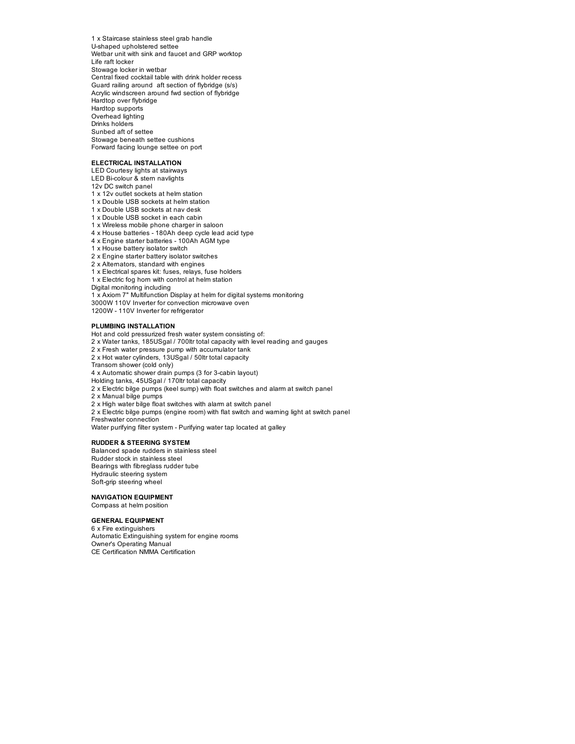1 x Staircase stainless steel grab handle
U-shaped upholstered settee
Wetbar unit with sink and faucet and GRP worktop
Life raft locker
Stowage locker in wetbar
Central fixed cocktail table with drink holder recess
Guard railing around aft section of flybridge (s/s)
Acrylic windscreen around fwd section of flybridge
Hardtop over flybridge
Hardtop supports
Overhead lighting
Drinks holders
Sunbed aft of settee
Stowage beneath settee cushions
Forward facing lounge settee on port

**ELECTRICAL INSTALLATION**
LED Courtesy lights at stairways
LED Bi-colour & stern navlights
12v DC switch panel
1 x 12v outlet sockets at helm station
1 x Double USB sockets at helm station
1 x Double USB sockets at nav desk
1 x Double USB socket in each cabin
1 x Wireless mobile phone charger in saloon
4 x House batteries - 180Ah deep cycle lead acid type
4 x Engine starter batteries - 100Ah AGM type
1 x House battery isolator switch
2 x Engine starter battery isolator switches
2 x Alternators, standard with engines
1 x Electrical spares kit: fuses, relays, fuse holders
1 x Electric fog horn with control at helm station
Digital monitoring including
1 x Axiom 7" Multifunction Display at helm for digital systems monitoring
3000W 110V Inverter for convection microwave oven
1200W - 110V Inverter for refrigerator

**PLUMBING INSTALLATION**
Hot and cold pressurized fresh water system consisting of:
2 x Water tanks, 185USgal / 700ltr total capacity with level reading and gauges
2 x Fresh water pressure pump with accumulator tank
2 x Hot water cylinders, 13USgal / 50ltr total capacity
Transom shower (cold only)
4 x Automatic shower drain pumps (3 for 3-cabin layout)
Holding tanks, 45USgal / 170ltr total capacity
2 x Electric bilge pumps (keel sump) with float switches and alarm at switch panel
2 x Manual bilge pumps
2 x High water bilge float switches with alarm at switch panel
2 x Electric bilge pumps (engine room) with flat switch and warning light at switch panel
Freshwater connection
Water purifying filter system - Purifying water tap located at galley

**RUDDER & STEERING SYSTEM**
Balanced spade rudders in stainless steel
Rudder stock in stainless steel
Bearings with fibreglass rudder tube
Hydraulic steering system
Soft-grip steering wheel

**NAVIGATION EQUIPMENT**
Compass at helm position

**GENERAL EQUIPMENT**
6 x Fire extinguishers
Automatic Extinguishing system for engine rooms
Owner's Operating Manual
CE Certification NMMA Certification